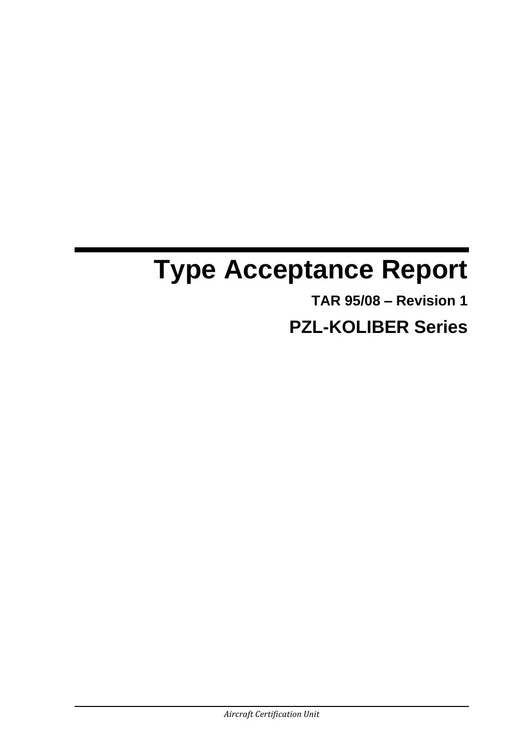# Type Acceptance Report

**TAR 95/08 – Revision 1**

## PZL-KOLIBER Series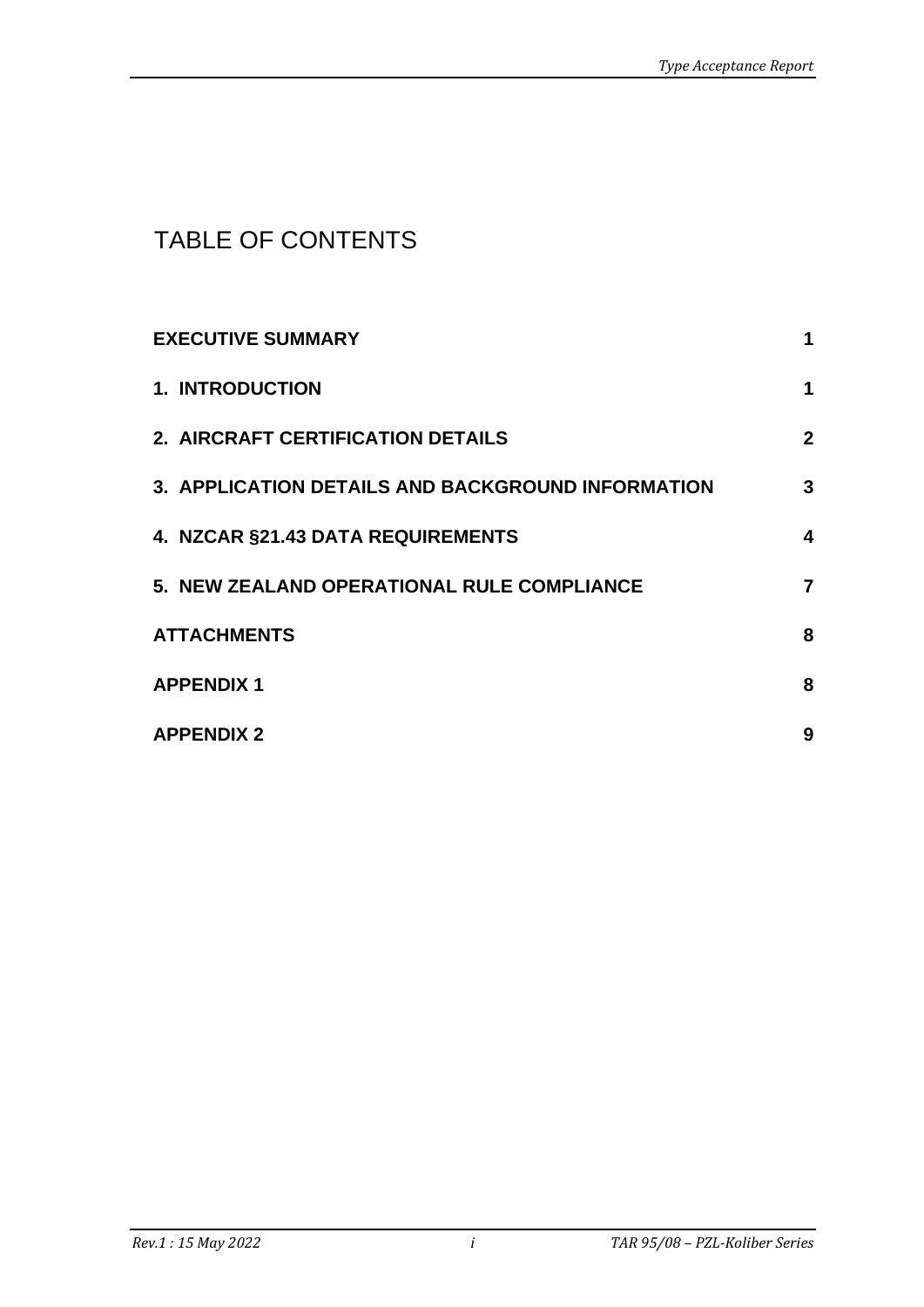# TABLE OF CONTENTS

| | |
|---|---|
| **EXECUTIVE SUMMARY** | **1** |
| **1. INTRODUCTION** | **1** |
| **2. AIRCRAFT CERTIFICATION DETAILS** | **2** |
| **3. APPLICATION DETAILS AND BACKGROUND INFORMATION** | **3** |
| **4. NZCAR §21.43 DATA REQUIREMENTS** | **4** |
| **5. NEW ZEALAND OPERATIONAL RULE COMPLIANCE** | **7** |
| **ATTACHMENTS** | **8** |
| **APPENDIX 1** | **8** |
| **APPENDIX 2** | **9** |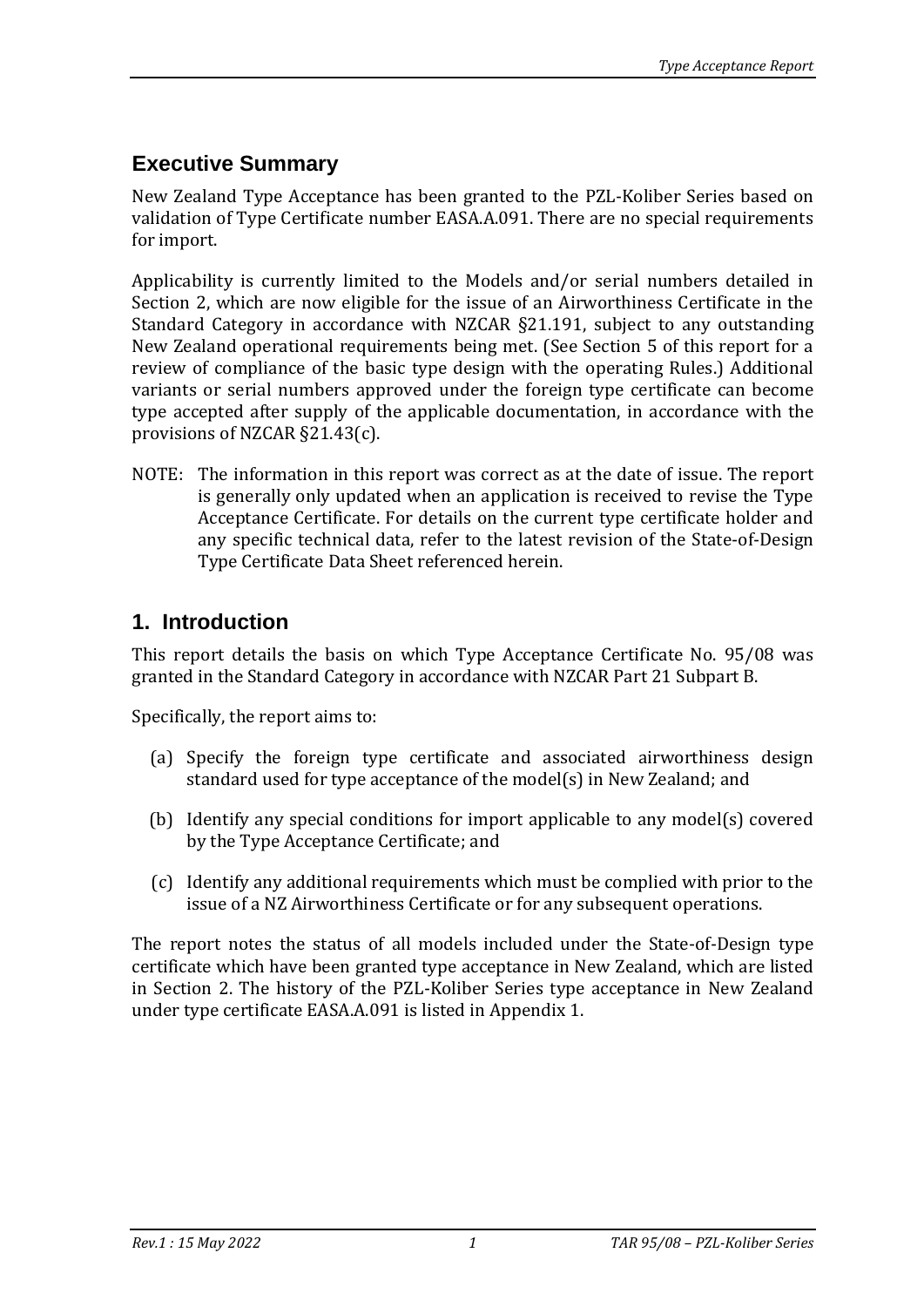## Executive Summary

New Zealand Type Acceptance has been granted to the PZL-Koliber Series based on validation of Type Certificate number EASA.A.091. There are no special requirements for import.

Applicability is currently limited to the Models and/or serial numbers detailed in Section 2, which are now eligible for the issue of an Airworthiness Certificate in the Standard Category in accordance with NZCAR §21.191, subject to any outstanding New Zealand operational requirements being met. (See Section 5 of this report for a review of compliance of the basic type design with the operating Rules.) Additional variants or serial numbers approved under the foreign type certificate can become type accepted after supply of the applicable documentation, in accordance with the provisions of NZCAR §21.43(c).

NOTE: The information in this report was correct as at the date of issue. The report is generally only updated when an application is received to revise the Type Acceptance Certificate. For details on the current type certificate holder and any specific technical data, refer to the latest revision of the State-of-Design Type Certificate Data Sheet referenced herein.

## 1. Introduction

This report details the basis on which Type Acceptance Certificate No. 95/08 was granted in the Standard Category in accordance with NZCAR Part 21 Subpart B.

Specifically, the report aims to:

(a) Specify the foreign type certificate and associated airworthiness design standard used for type acceptance of the model(s) in New Zealand; and

(b) Identify any special conditions for import applicable to any model(s) covered by the Type Acceptance Certificate; and

(c) Identify any additional requirements which must be complied with prior to the issue of a NZ Airworthiness Certificate or for any subsequent operations.

The report notes the status of all models included under the State-of-Design type certificate which have been granted type acceptance in New Zealand, which are listed in Section 2. The history of the PZL-Koliber Series type acceptance in New Zealand under type certificate EASA.A.091 is listed in Appendix 1.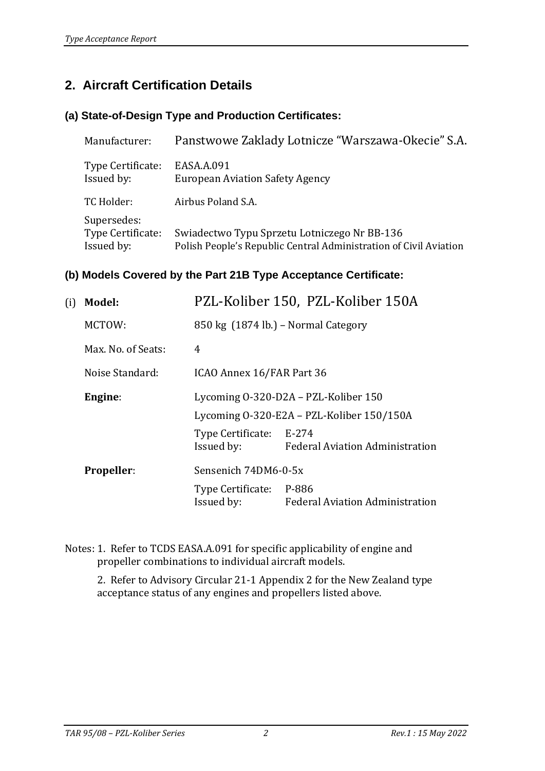## 2. Aircraft Certification Details

### (a) State-of-Design Type and Production Certificates:

| | |
|---|---|
| Manufacturer: | Panstwowe Zaklady Lotnicze "Warszawa-Okecie" S.A. |
| Type Certificate: | EASA.A.091 |
| Issued by: | European Aviation Safety Agency |
| TC Holder: | Airbus Poland S.A. |
| Supersedes: | |
| Type Certificate: | Swiadectwo Typu Sprzetu Lotniczego Nr BB-136 |
| Issued by: | Polish People's Republic Central Administration of Civil Aviation |

### (b) Models Covered by the Part 21B Type Acceptance Certificate:

(i) **Model:** PZL-Koliber 150, PZL-Koliber 150A

MCTOW: 850 kg (1874 lb.) – Normal Category

Max. No. of Seats: 4

Noise Standard: ICAO Annex 16/FAR Part 36

**Engine**: Lycoming O-320-D2A – PZL-Koliber 150

Lycoming O-320-E2A – PZL-Koliber 150/150A

Type Certificate: E-274
Issued by: Federal Aviation Administration

**Propeller**: Sensenich 74DM6-0-5x

Type Certificate: P-886
Issued by: Federal Aviation Administration

Notes: 1. Refer to TCDS EASA.A.091 for specific applicability of engine and propeller combinations to individual aircraft models.

2. Refer to Advisory Circular 21-1 Appendix 2 for the New Zealand type acceptance status of any engines and propellers listed above.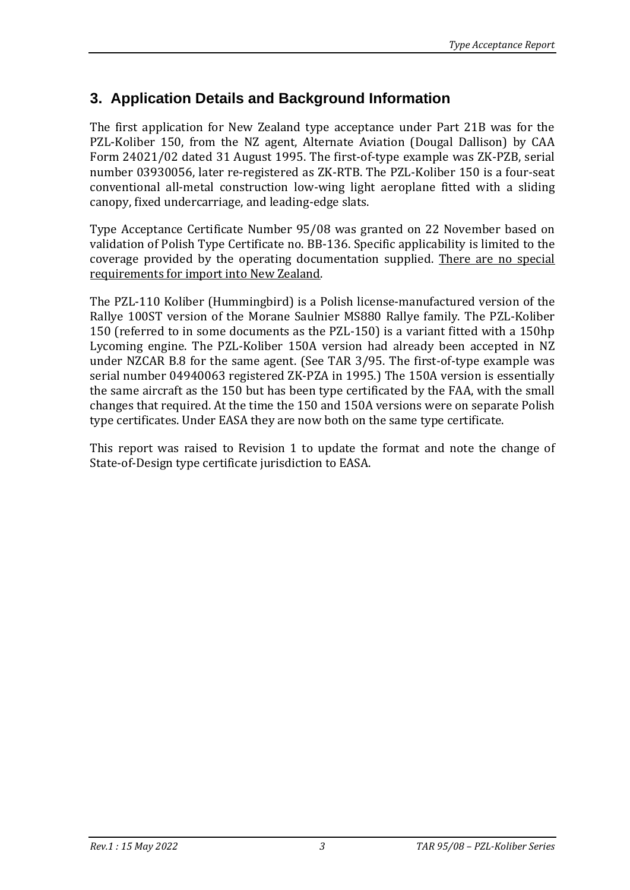## 3. Application Details and Background Information

The first application for New Zealand type acceptance under Part 21B was for the PZL-Koliber 150, from the NZ agent, Alternate Aviation (Dougal Dallison) by CAA Form 24021/02 dated 31 August 1995. The first-of-type example was ZK-PZB, serial number 03930056, later re-registered as ZK-RTB. The PZL-Koliber 150 is a four-seat conventional all-metal construction low-wing light aeroplane fitted with a sliding canopy, fixed undercarriage, and leading-edge slats.

Type Acceptance Certificate Number 95/08 was granted on 22 November based on validation of Polish Type Certificate no. BB-136. Specific applicability is limited to the coverage provided by the operating documentation supplied. <u>There are no special requirements for import into New Zealand</u>.

The PZL-110 Koliber (Hummingbird) is a Polish license-manufactured version of the Rallye 100ST version of the Morane Saulnier MS880 Rallye family. The PZL-Koliber 150 (referred to in some documents as the PZL-150) is a variant fitted with a 150hp Lycoming engine. The PZL-Koliber 150A version had already been accepted in NZ under NZCAR B.8 for the same agent. (See TAR 3/95. The first-of-type example was serial number 04940063 registered ZK-PZA in 1995.) The 150A version is essentially the same aircraft as the 150 but has been type certificated by the FAA, with the small changes that required. At the time the 150 and 150A versions were on separate Polish type certificates. Under EASA they are now both on the same type certificate.

This report was raised to Revision 1 to update the format and note the change of State-of-Design type certificate jurisdiction to EASA.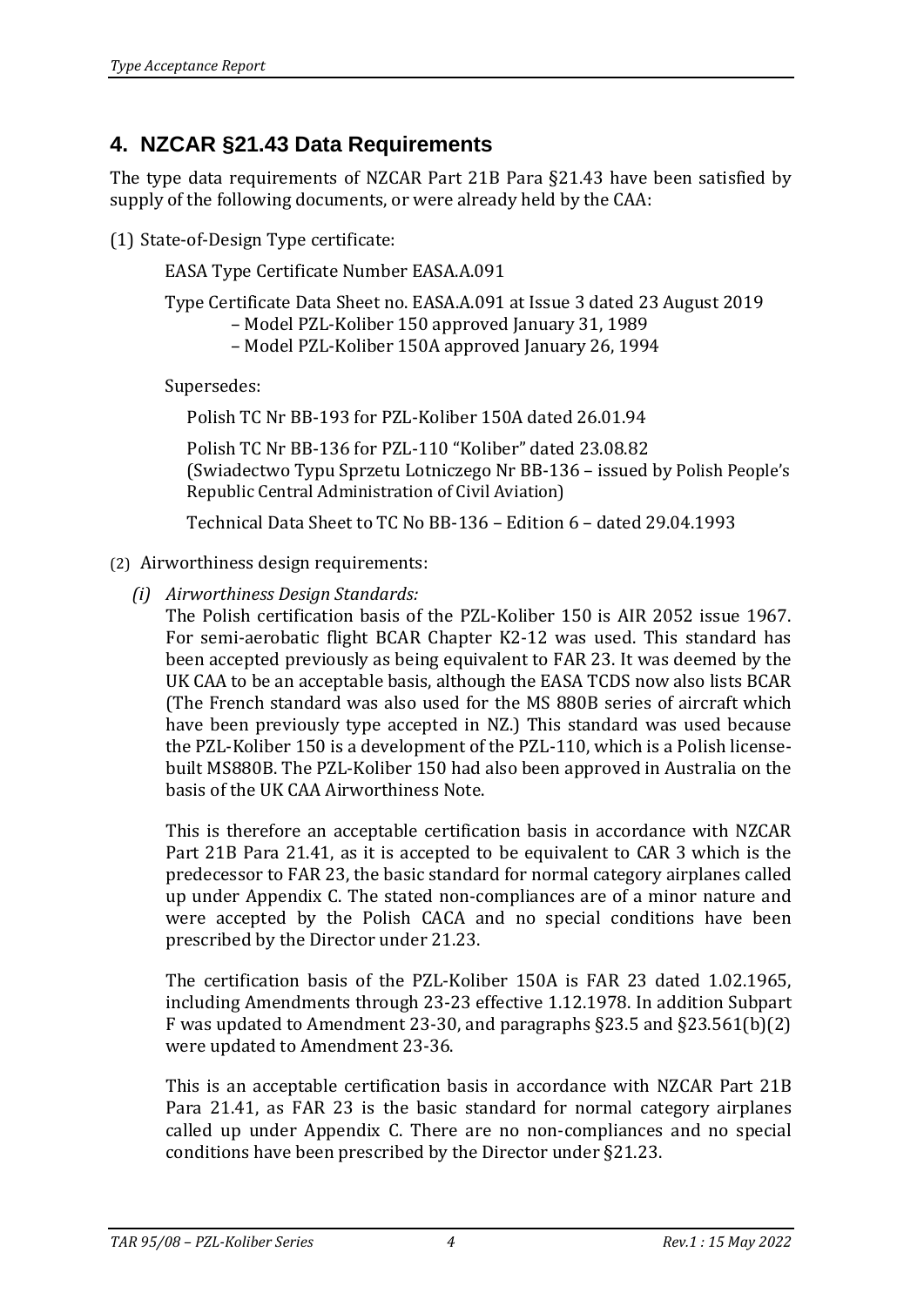## 4. NZCAR §21.43 Data Requirements

The type data requirements of NZCAR Part 21B Para §21.43 have been satisfied by supply of the following documents, or were already held by the CAA:

(1) State-of-Design Type certificate:

EASA Type Certificate Number EASA.A.091

Type Certificate Data Sheet no. EASA.A.091 at Issue 3 dated 23 August 2019
– Model PZL-Koliber 150 approved January 31, 1989
– Model PZL-Koliber 150A approved January 26, 1994

Supersedes:

Polish TC Nr BB-193 for PZL-Koliber 150A dated 26.01.94

Polish TC Nr BB-136 for PZL-110 "Koliber" dated 23.08.82
(Swiadectwo Typu Sprzetu Lotniczego Nr BB-136 – issued by Polish People's Republic Central Administration of Civil Aviation)

Technical Data Sheet to TC No BB-136 – Edition 6 – dated 29.04.1993

(2) Airworthiness design requirements:

*(i) Airworthiness Design Standards:*

The Polish certification basis of the PZL-Koliber 150 is AIR 2052 issue 1967. For semi-aerobatic flight BCAR Chapter K2-12 was used. This standard has been accepted previously as being equivalent to FAR 23. It was deemed by the UK CAA to be an acceptable basis, although the EASA TCDS now also lists BCAR (The French standard was also used for the MS 880B series of aircraft which have been previously type accepted in NZ.) This standard was used because the PZL-Koliber 150 is a development of the PZL-110, which is a Polish license-built MS880B. The PZL-Koliber 150 had also been approved in Australia on the basis of the UK CAA Airworthiness Note.

This is therefore an acceptable certification basis in accordance with NZCAR Part 21B Para 21.41, as it is accepted to be equivalent to CAR 3 which is the predecessor to FAR 23, the basic standard for normal category airplanes called up under Appendix C. The stated non-compliances are of a minor nature and were accepted by the Polish CACA and no special conditions have been prescribed by the Director under 21.23.

The certification basis of the PZL-Koliber 150A is FAR 23 dated 1.02.1965, including Amendments through 23-23 effective 1.12.1978. In addition Subpart F was updated to Amendment 23-30, and paragraphs §23.5 and §23.561(b)(2) were updated to Amendment 23-36.

This is an acceptable certification basis in accordance with NZCAR Part 21B Para 21.41, as FAR 23 is the basic standard for normal category airplanes called up under Appendix C. There are no non-compliances and no special conditions have been prescribed by the Director under §21.23.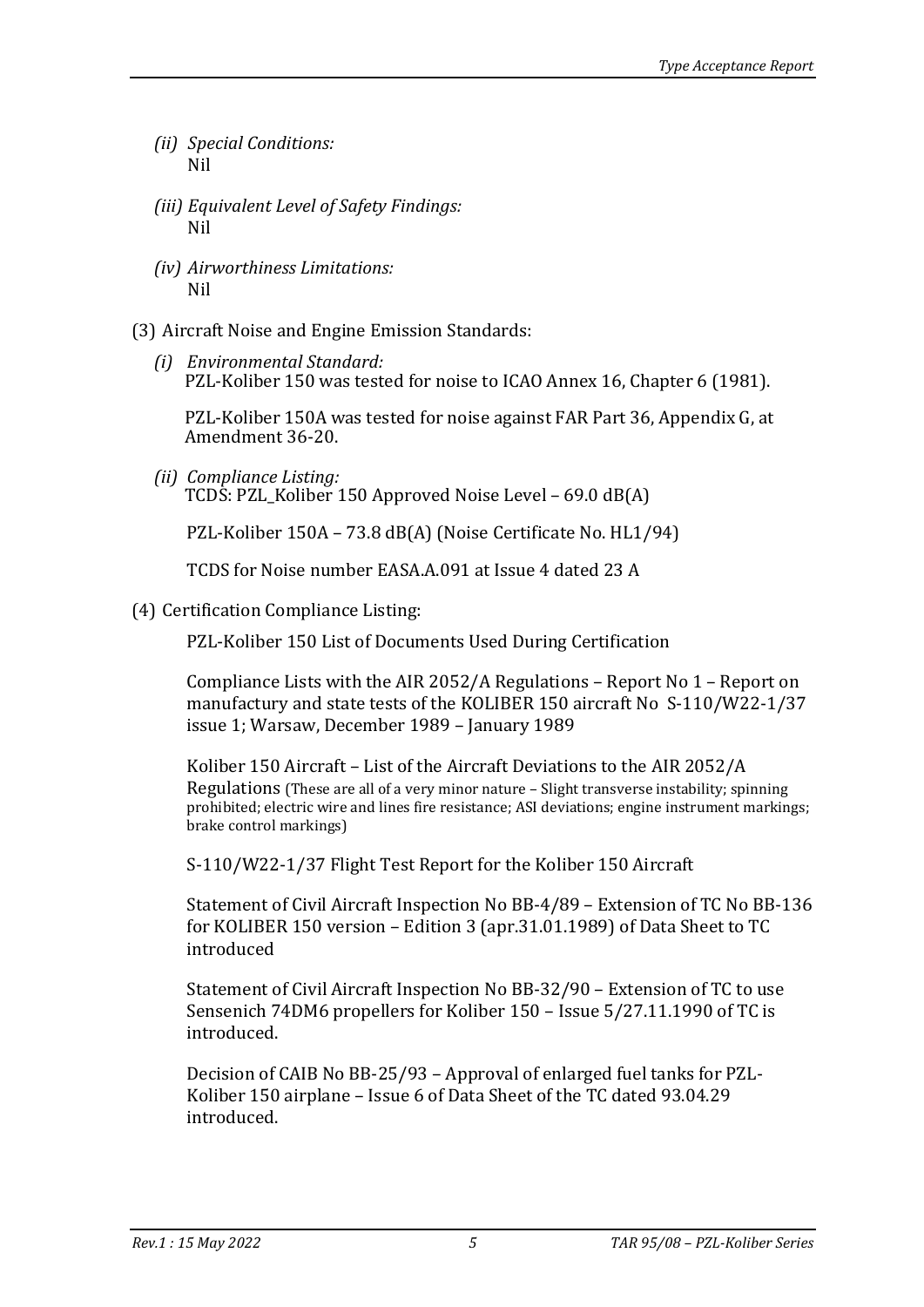*(ii) Special Conditions:*
Nil

*(iii) Equivalent Level of Safety Findings:*
Nil

*(iv) Airworthiness Limitations:*
Nil

(3) Aircraft Noise and Engine Emission Standards:

*(i) Environmental Standard:*
PZL-Koliber 150 was tested for noise to ICAO Annex 16, Chapter 6 (1981).

PZL-Koliber 150A was tested for noise against FAR Part 36, Appendix G, at Amendment 36-20.

*(ii) Compliance Listing:*
TCDS: PZL_Koliber 150 Approved Noise Level – 69.0 dB(A)

PZL-Koliber 150A – 73.8 dB(A) (Noise Certificate No. HL1/94)

TCDS for Noise number EASA.A.091 at Issue 4 dated 23 A

(4) Certification Compliance Listing:

PZL-Koliber 150 List of Documents Used During Certification

Compliance Lists with the AIR 2052/A Regulations – Report No 1 – Report on manufactury and state tests of the KOLIBER 150 aircraft No S-110/W22-1/37 issue 1; Warsaw, December 1989 – January 1989

Koliber 150 Aircraft – List of the Aircraft Deviations to the AIR 2052/A Regulations (These are all of a very minor nature – Slight transverse instability; spinning prohibited; electric wire and lines fire resistance; ASI deviations; engine instrument markings; brake control markings)

S-110/W22-1/37 Flight Test Report for the Koliber 150 Aircraft

Statement of Civil Aircraft Inspection No BB-4/89 – Extension of TC No BB-136 for KOLIBER 150 version – Edition 3 (apr.31.01.1989) of Data Sheet to TC introduced

Statement of Civil Aircraft Inspection No BB-32/90 – Extension of TC to use Sensenich 74DM6 propellers for Koliber 150 – Issue 5/27.11.1990 of TC is introduced.

Decision of CAIB No BB-25/93 – Approval of enlarged fuel tanks for PZL-Koliber 150 airplane – Issue 6 of Data Sheet of the TC dated 93.04.29 introduced.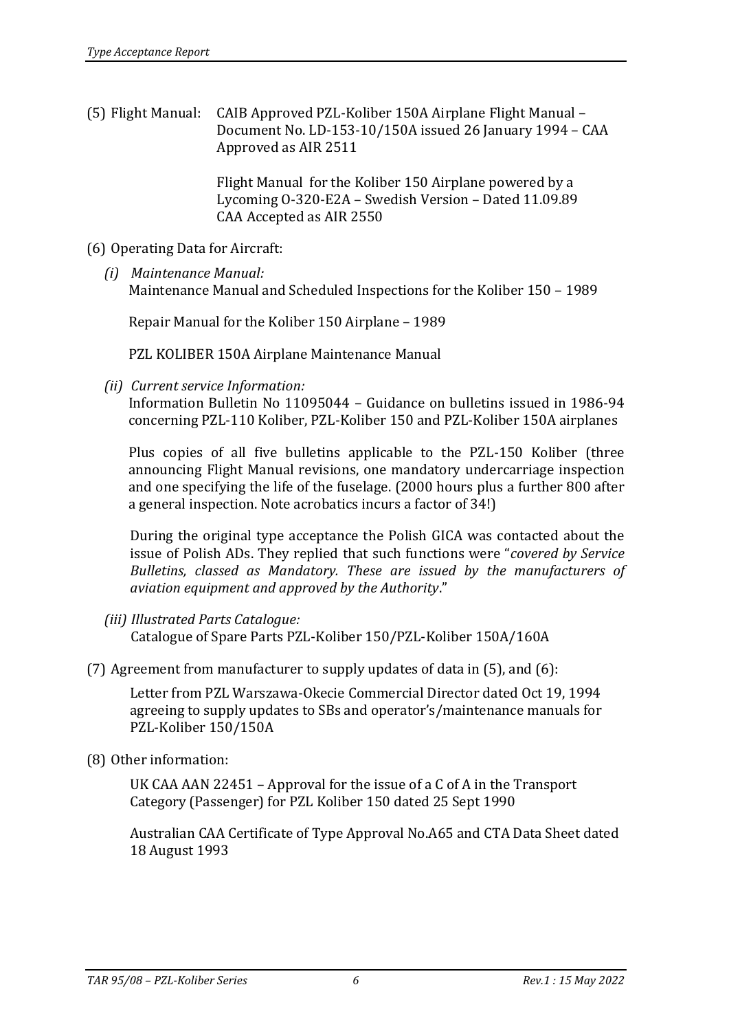(5) Flight Manual: CAIB Approved PZL-Koliber 150A Airplane Flight Manual – Document No. LD-153-10/150A issued 26 January 1994 – CAA Approved as AIR 2511

Flight Manual for the Koliber 150 Airplane powered by a Lycoming O-320-E2A – Swedish Version – Dated 11.09.89 CAA Accepted as AIR 2550

(6) Operating Data for Aircraft:

*(i) Maintenance Manual:*
Maintenance Manual and Scheduled Inspections for the Koliber 150 – 1989

Repair Manual for the Koliber 150 Airplane – 1989

PZL KOLIBER 150A Airplane Maintenance Manual

*(ii) Current service Information:*
Information Bulletin No 11095044 – Guidance on bulletins issued in 1986-94 concerning PZL-110 Koliber, PZL-Koliber 150 and PZL-Koliber 150A airplanes

Plus copies of all five bulletins applicable to the PZL-150 Koliber (three announcing Flight Manual revisions, one mandatory undercarriage inspection and one specifying the life of the fuselage. (2000 hours plus a further 800 after a general inspection. Note acrobatics incurs a factor of 34!)

During the original type acceptance the Polish GICA was contacted about the issue of Polish ADs. They replied that such functions were "*covered by Service Bulletins, classed as Mandatory. These are issued by the manufacturers of aviation equipment and approved by the Authority*."

*(iii) Illustrated Parts Catalogue:*
Catalogue of Spare Parts PZL-Koliber 150/PZL-Koliber 150A/160A

(7) Agreement from manufacturer to supply updates of data in (5), and (6):

Letter from PZL Warszawa-Okecie Commercial Director dated Oct 19, 1994 agreeing to supply updates to SBs and operator's/maintenance manuals for PZL-Koliber 150/150A

(8) Other information:

UK CAA AAN 22451 – Approval for the issue of a C of A in the Transport Category (Passenger) for PZL Koliber 150 dated 25 Sept 1990

Australian CAA Certificate of Type Approval No.A65 and CTA Data Sheet dated 18 August 1993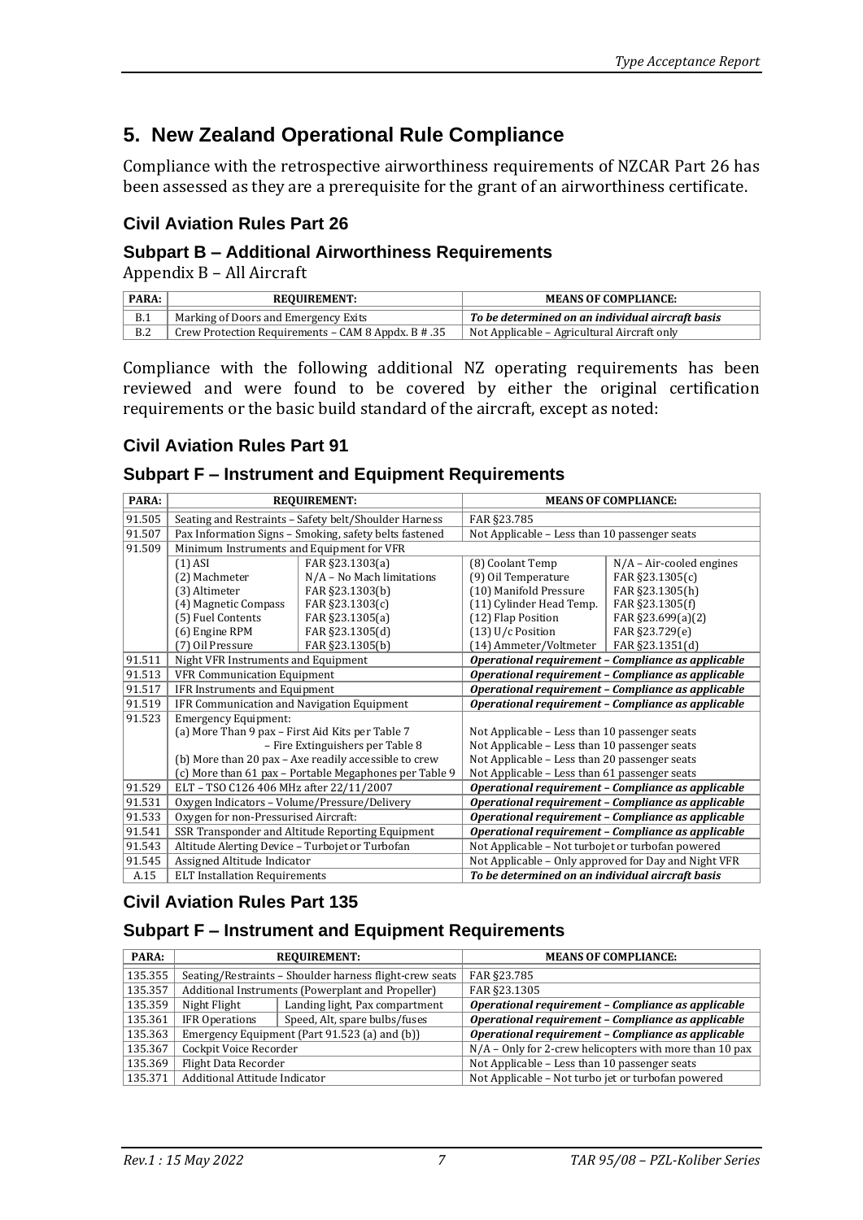## 5. New Zealand Operational Rule Compliance

Compliance with the retrospective airworthiness requirements of NZCAR Part 26 has been assessed as they are a prerequisite for the grant of an airworthiness certificate.

### Civil Aviation Rules Part 26

### Subpart B – Additional Airworthiness Requirements

Appendix B – All Aircraft

| PARA: | REQUIREMENT: | MEANS OF COMPLIANCE: |
|---|---|---|
| B.1 | Marking of Doors and Emergency Exits | ***To be determined on an individual aircraft basis*** |
| B.2 | Crew Protection Requirements – CAM 8 Appdx. B # .35 | Not Applicable – Agricultural Aircraft only |

Compliance with the following additional NZ operating requirements has been reviewed and were found to be covered by either the original certification requirements or the basic build standard of the aircraft, except as noted:

### Civil Aviation Rules Part 91

### Subpart F – Instrument and Equipment Requirements

| PARA: | REQUIREMENT: | | MEANS OF COMPLIANCE: | |
|---|---|---|---|---|
| 91.505 | Seating and Restraints – Safety belt/Shoulder Harness | | FAR §23.785 | |
| 91.507 | Pax Information Signs – Smoking, safety belts fastened | | Not Applicable – Less than 10 passenger seats | |
| 91.509 | Minimum Instruments and Equipment for VFR | | | |
| | (1) ASI | FAR §23.1303(a) | (8) Coolant Temp | N/A – Air-cooled engines |
| | (2) Machmeter | N/A – No Mach limitations | (9) Oil Temperature | FAR §23.1305(c) |
| | (3) Altimeter | FAR §23.1303(b) | (10) Manifold Pressure | FAR §23.1305(h) |
| | (4) Magnetic Compass | FAR §23.1303(c) | (11) Cylinder Head Temp. | FAR §23.1305(f) |
| | (5) Fuel Contents | FAR §23.1305(a) | (12) Flap Position | FAR §23.699(a)(2) |
| | (6) Engine RPM | FAR §23.1305(d) | (13) U/c Position | FAR §23.729(e) |
| | (7) Oil Pressure | FAR §23.1305(b) | (14) Ammeter/Voltmeter | FAR §23.1351(d) |
| 91.511 | Night VFR Instruments and Equipment | | ***Operational requirement – Compliance as applicable*** | |
| 91.513 | VFR Communication Equipment | | ***Operational requirement – Compliance as applicable*** | |
| 91.517 | IFR Instruments and Equipment | | ***Operational requirement – Compliance as applicable*** | |
| 91.519 | IFR Communication and Navigation Equipment | | ***Operational requirement – Compliance as applicable*** | |
| 91.523 | Emergency Equipment:<br>(a) More Than 9 pax – First Aid Kits per Table 7<br>– Fire Extinguishers per Table 8<br>(b) More than 20 pax – Axe readily accessible to crew<br>(c) More than 61 pax – Portable Megaphones per Table 9 | | <br>Not Applicable – Less than 10 passenger seats<br>Not Applicable – Less than 10 passenger seats<br>Not Applicable – Less than 20 passenger seats<br>Not Applicable – Less than 61 passenger seats | |
| 91.529 | ELT – TSO C126 406 MHz after 22/11/2007 | | ***Operational requirement – Compliance as applicable*** | |
| 91.531 | Oxygen Indicators – Volume/Pressure/Delivery | | ***Operational requirement – Compliance as applicable*** | |
| 91.533 | Oxygen for non-Pressurised Aircraft: | | ***Operational requirement – Compliance as applicable*** | |
| 91.541 | SSR Transponder and Altitude Reporting Equipment | | ***Operational requirement – Compliance as applicable*** | |
| 91.543 | Altitude Alerting Device – Turbojet or Turbofan | | Not Applicable – Not turbojet or turbofan powered | |
| 91.545 | Assigned Altitude Indicator | | Not Applicable – Only approved for Day and Night VFR | |
| A.15 | ELT Installation Requirements | | ***To be determined on an individual aircraft basis*** | |

### Civil Aviation Rules Part 135

### Subpart F – Instrument and Equipment Requirements

| PARA: | REQUIREMENT: | | MEANS OF COMPLIANCE: |
|---|---|---|---|
| 135.355 | Seating/Restraints – Shoulder harness flight-crew seats | | FAR §23.785 |
| 135.357 | Additional Instruments (Powerplant and Propeller) | | FAR §23.1305 |
| 135.359 | Night Flight | Landing light, Pax compartment | ***Operational requirement – Compliance as applicable*** |
| 135.361 | IFR Operations | Speed, Alt, spare bulbs/fuses | ***Operational requirement – Compliance as applicable*** |
| 135.363 | Emergency Equipment (Part 91.523 (a) and (b)) | | ***Operational requirement – Compliance as applicable*** |
| 135.367 | Cockpit Voice Recorder | | N/A – Only for 2-crew helicopters with more than 10 pax |
| 135.369 | Flight Data Recorder | | Not Applicable – Less than 10 passenger seats |
| 135.371 | Additional Attitude Indicator | | Not Applicable – Not turbo jet or turbofan powered |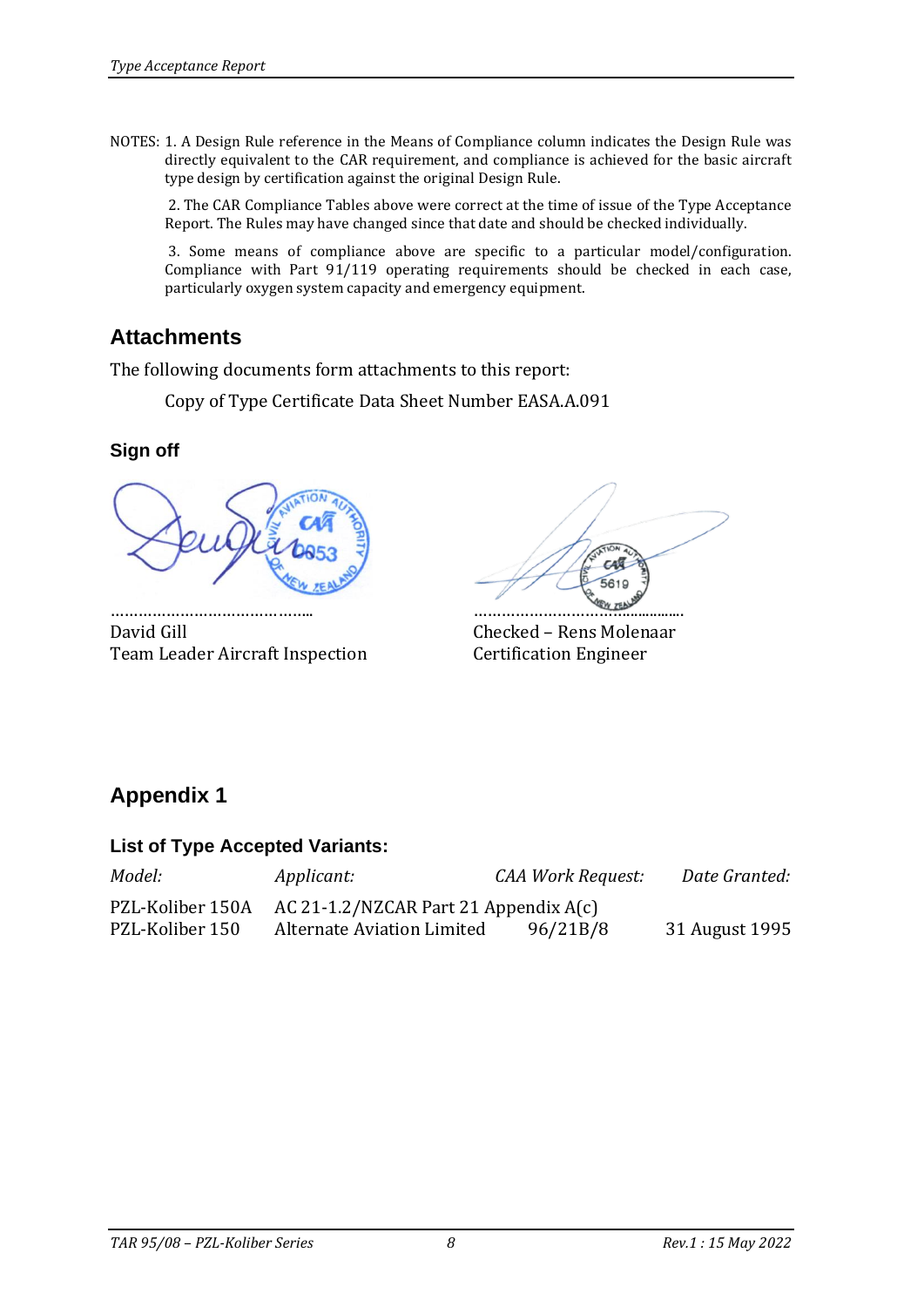NOTES: 1. A Design Rule reference in the Means of Compliance column indicates the Design Rule was directly equivalent to the CAR requirement, and compliance is achieved for the basic aircraft type design by certification against the original Design Rule.

2. The CAR Compliance Tables above were correct at the time of issue of the Type Acceptance Report. The Rules may have changed since that date and should be checked individually.

3. Some means of compliance above are specific to a particular model/configuration. Compliance with Part 91/119 operating requirements should be checked in each case, particularly oxygen system capacity and emergency equipment.

## Attachments

The following documents form attachments to this report:

Copy of Type Certificate Data Sheet Number EASA.A.091

### Sign off

…………………………………..
David Gill
Team Leader Aircraft Inspection

…………………………………..
Checked – Rens Molenaar
Certification Engineer

## Appendix 1

### List of Type Accepted Variants:

| *Model:* | *Applicant:* | *CAA Work Request:* | *Date Granted:* |
|---|---|---|---|
| PZL-Koliber 150A | AC 21-1.2/NZCAR Part 21 Appendix A(c) | | |
| PZL-Koliber 150 | Alternate Aviation Limited | 96/21B/8 | 31 August 1995 |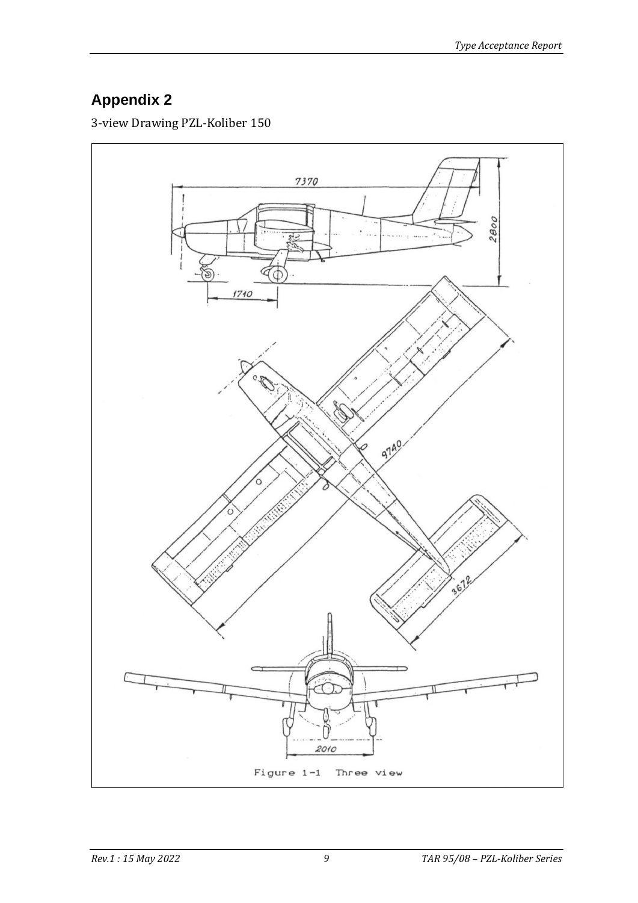## Appendix 2

3-view Drawing PZL-Koliber 150

7370

2800

1710

9740

3672

2010

Figure 1-1 Three view